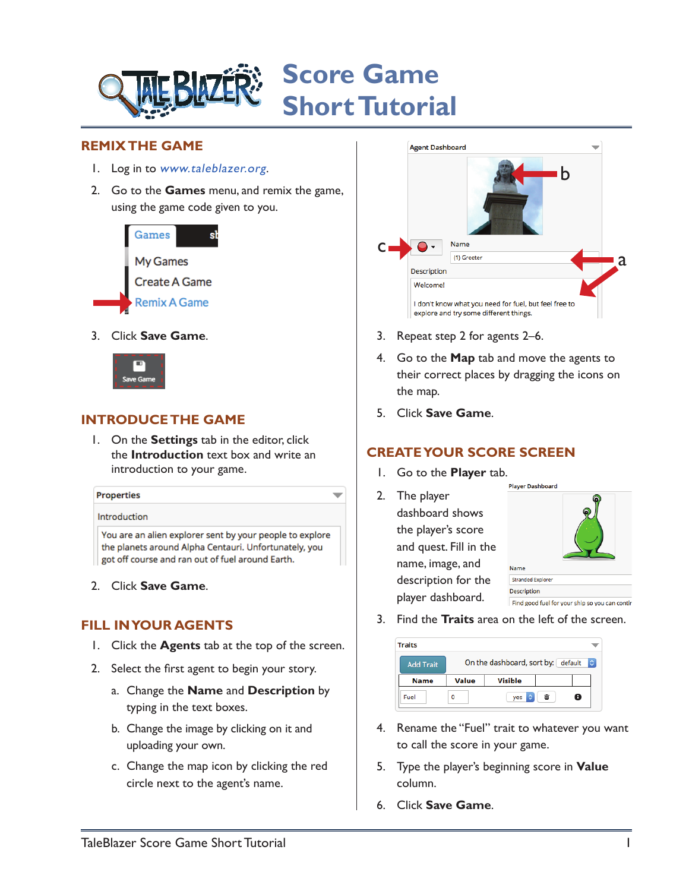# Score Game Short Tutorial

## REMIX THE GAME

1. Log in to *www.taleblazer.org*.
2. Go to the **Games** menu, and remix the game, using the game code given to you.
3. Click **Save Game**.

## INTRODUCE THE GAME

1. On the **Settings** tab in the editor, click the **Introduction** text box and write an introduction to your game.
2. Click **Save Game**.

## FILL IN YOUR AGENTS

1. Click the **Agents** tab at the top of the screen.
2. Select the first agent to begin your story.
   a. Change the **Name** and **Description** by typing in the text boxes.
   b. Change the image by clicking on it and uploading your own.
   c. Change the map icon by clicking the red circle next to the agent's name.
3. Repeat step 2 for agents 2–6.
4. Go to the **Map** tab and move the agents to their correct places by dragging the icons on the map.
5. Click **Save Game**.

## CREATE YOUR SCORE SCREEN

1. Go to the **Player** tab.
2. The player dashboard shows the player's score and quest. Fill in the name, image, and description for the player dashboard.
3. Find the **Traits** area on the left of the screen.
4. Rename the "Fuel" trait to whatever you want to call the score in your game.
5. Type the player's beginning score in **Value** column.
6. Click **Save Game**.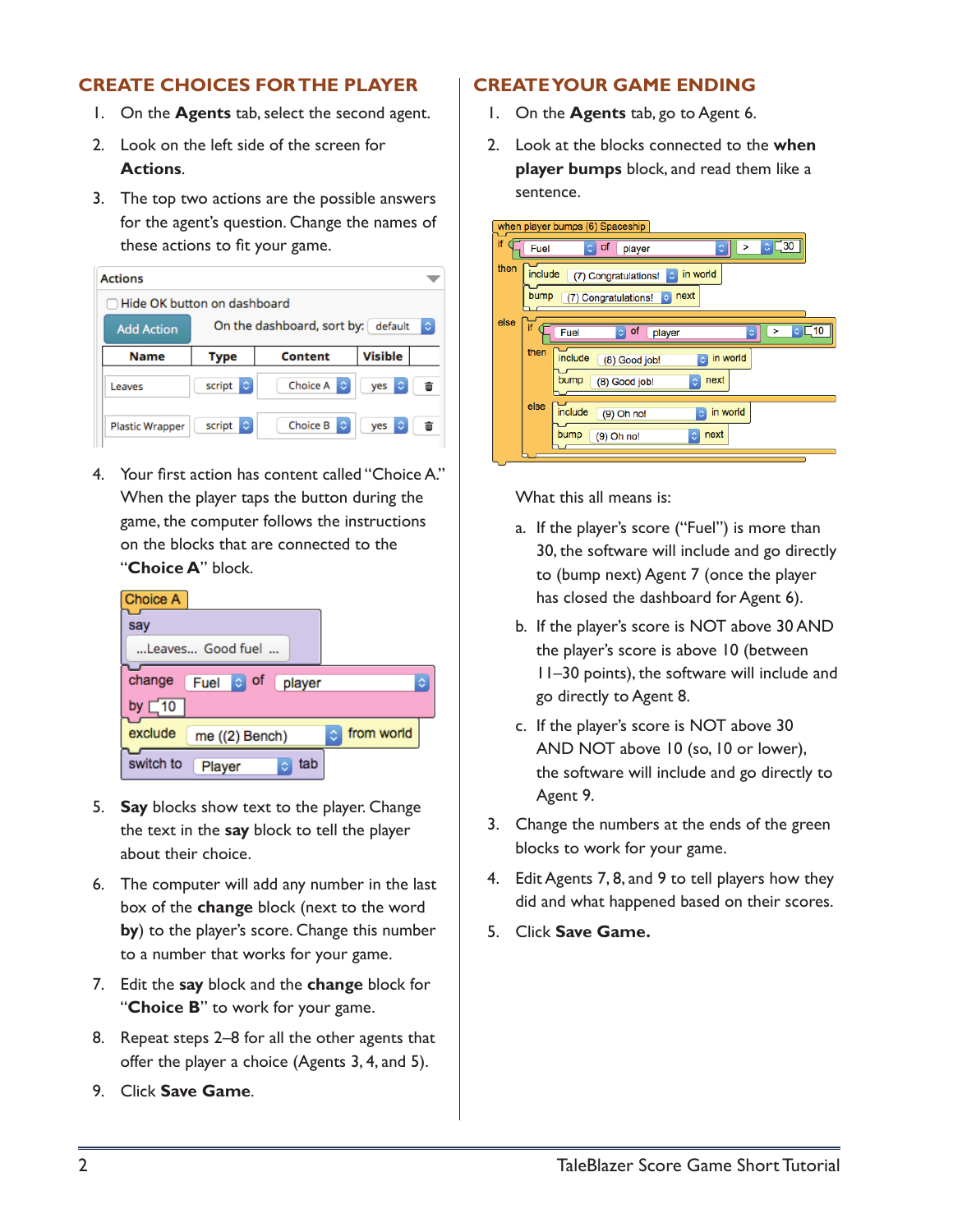## CREATE CHOICES FOR THE PLAYER

1. On the **Agents** tab, select the second agent.
2. Look on the left side of the screen for **Actions**.
3. The top two actions are the possible answers for the agent's question. Change the names of these actions to fit your game.

Actions

Hide OK button on dashboard

Add Action — On the dashboard, sort by: default

| Name | Type | Content | Visible |
| --- | --- | --- | --- |
| Leaves | script | Choice A | yes |
| Plastic Wrapper | script | Choice B | yes |

4. Your first action has content called "Choice A." When the player taps the button during the game, the computer follows the instructions on the blocks that are connected to the "**Choice A**" block.

Choice A
say ...Leaves... Good fuel ...
change Fuel of player by 10
exclude me ((2) Bench) from world
switch to Player tab

5. **Say** blocks show text to the player. Change the text in the **say** block to tell the player about their choice.
6. The computer will add any number in the last box of the **change** block (next to the word **by**) to the player's score. Change this number to a number that works for your game.
7. Edit the **say** block and the **change** block for "**Choice B**" to work for your game.
8. Repeat steps 2–8 for all the other agents that offer the player a choice (Agents 3, 4, and 5).
9. Click **Save Game**.

## CREATE YOUR GAME ENDING

1. On the **Agents** tab, go to Agent 6.
2. Look at the blocks connected to the **when player bumps** block, and read them like a sentence.

when player bumps (6) Spaceship
if Fuel of player > 30
then include (7) Congratulations! in world
bump (7) Congratulations! next
else if Fuel of player > 10
then include (8) Good job! in world
bump (8) Good job! next
else include (9) Oh no! in world
bump (9) Oh no! next

What this all means is:

a. If the player's score ("Fuel") is more than 30, the software will include and go directly to (bump next) Agent 7 (once the player has closed the dashboard for Agent 6).

b. If the player's score is NOT above 30 AND the player's score is above 10 (between 11–30 points), the software will include and go directly to Agent 8.

c. If the player's score is NOT above 30 AND NOT above 10 (so, 10 or lower), the software will include and go directly to Agent 9.

3. Change the numbers at the ends of the green blocks to work for your game.
4. Edit Agents 7, 8, and 9 to tell players how they did and what happened based on their scores.
5. Click **Save Game.**